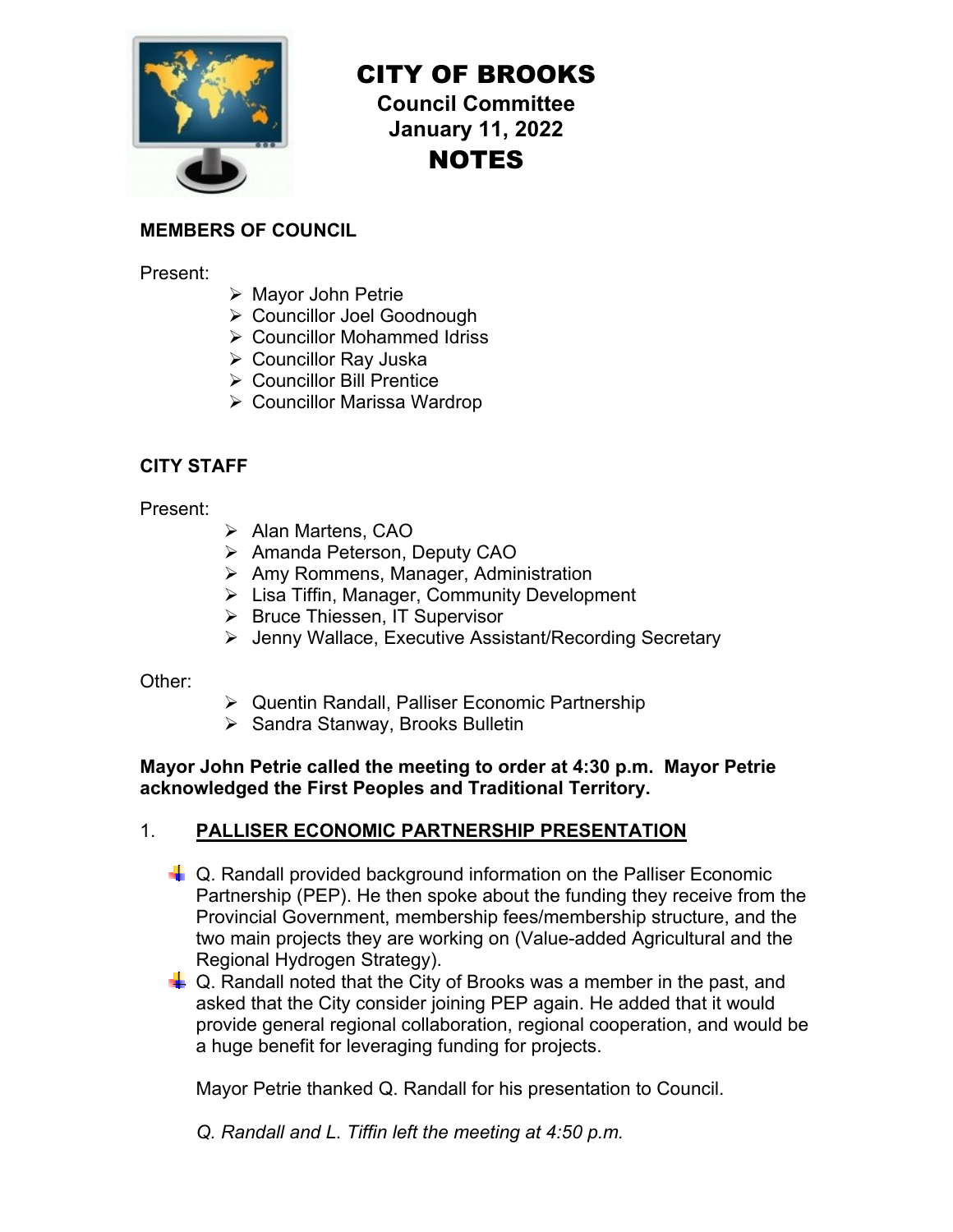# CITY OF BROOKS

## Council Committee
## January 11, 2022
## NOTES

**MEMBERS OF COUNCIL**

Present:

- Mayor John Petrie
- Councillor Joel Goodnough
- Councillor Mohammed Idriss
- Councillor Ray Juska
- Councillor Bill Prentice
- Councillor Marissa Wardrop

**CITY STAFF**

Present:

- Alan Martens, CAO
- Amanda Peterson, Deputy CAO
- Amy Rommens, Manager, Administration
- Lisa Tiffin, Manager, Community Development
- Bruce Thiessen, IT Supervisor
- Jenny Wallace, Executive Assistant/Recording Secretary

Other:

- Quentin Randall, Palliser Economic Partnership
- Sandra Stanway, Brooks Bulletin

**Mayor John Petrie called the meeting to order at 4:30 p.m. Mayor Petrie acknowledged the First Peoples and Traditional Territory.**

1. **PALLISER ECONOMIC PARTNERSHIP PRESENTATION**

- Q. Randall provided background information on the Palliser Economic Partnership (PEP). He then spoke about the funding they receive from the Provincial Government, membership fees/membership structure, and the two main projects they are working on (Value-added Agricultural and the Regional Hydrogen Strategy).
- Q. Randall noted that the City of Brooks was a member in the past, and asked that the City consider joining PEP again. He added that it would provide general regional collaboration, regional cooperation, and would be a huge benefit for leveraging funding for projects.

Mayor Petrie thanked Q. Randall for his presentation to Council.

*Q. Randall and L. Tiffin left the meeting at 4:50 p.m.*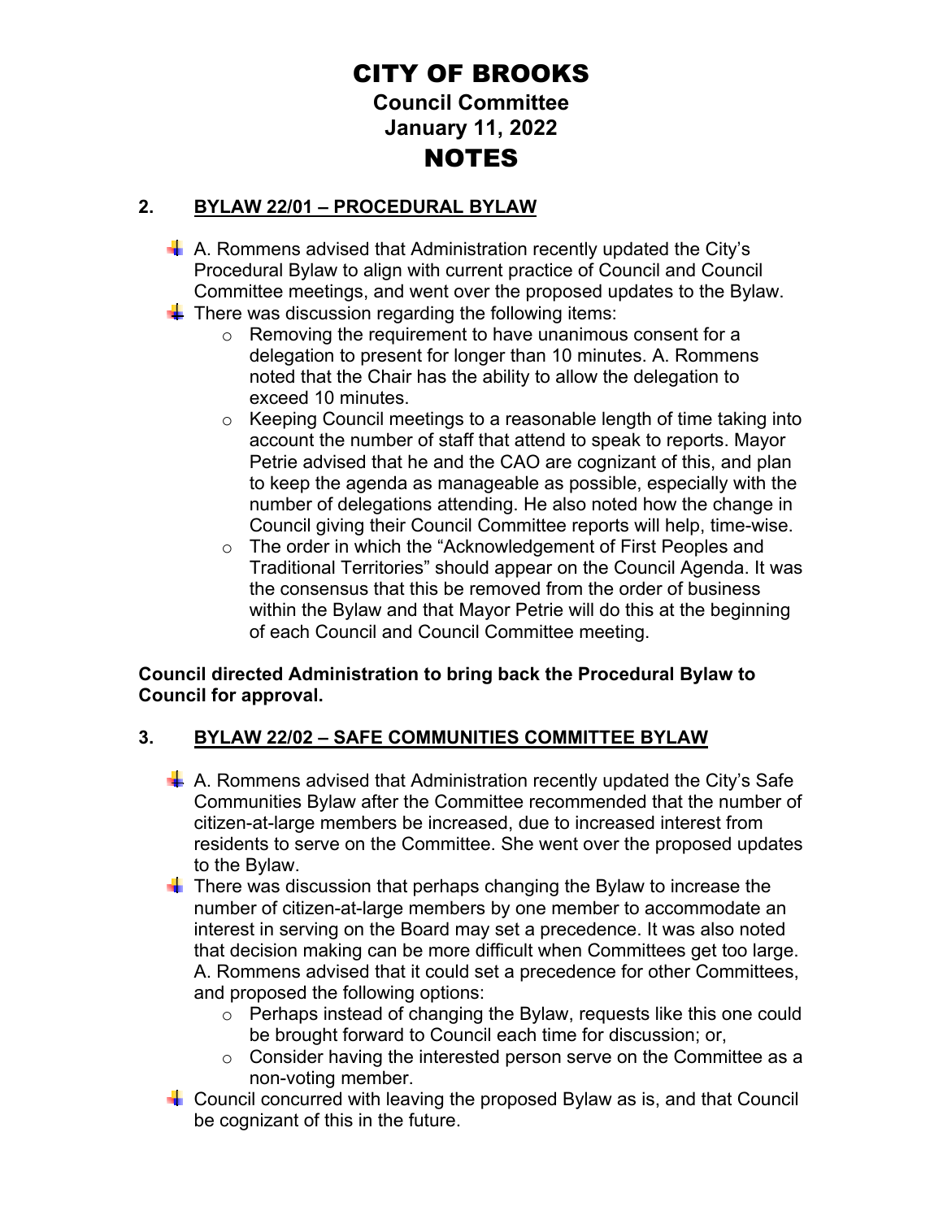# CITY OF BROOKS

## Council Committee

## January 11, 2022

# NOTES

## 2. BYLAW 22/01 – PROCEDURAL BYLAW

- A. Rommens advised that Administration recently updated the City's Procedural Bylaw to align with current practice of Council and Council Committee meetings, and went over the proposed updates to the Bylaw.
- There was discussion regarding the following items:
  - Removing the requirement to have unanimous consent for a delegation to present for longer than 10 minutes. A. Rommens noted that the Chair has the ability to allow the delegation to exceed 10 minutes.
  - Keeping Council meetings to a reasonable length of time taking into account the number of staff that attend to speak to reports. Mayor Petrie advised that he and the CAO are cognizant of this, and plan to keep the agenda as manageable as possible, especially with the number of delegations attending. He also noted how the change in Council giving their Council Committee reports will help, time-wise.
  - The order in which the "Acknowledgement of First Peoples and Traditional Territories" should appear on the Council Agenda. It was the consensus that this be removed from the order of business within the Bylaw and that Mayor Petrie will do this at the beginning of each Council and Council Committee meeting.

**Council directed Administration to bring back the Procedural Bylaw to Council for approval.**

## 3. BYLAW 22/02 – SAFE COMMUNITIES COMMITTEE BYLAW

- A. Rommens advised that Administration recently updated the City's Safe Communities Bylaw after the Committee recommended that the number of citizen-at-large members be increased, due to increased interest from residents to serve on the Committee. She went over the proposed updates to the Bylaw.
- There was discussion that perhaps changing the Bylaw to increase the number of citizen-at-large members by one member to accommodate an interest in serving on the Board may set a precedence. It was also noted that decision making can be more difficult when Committees get too large. A. Rommens advised that it could set a precedence for other Committees, and proposed the following options:
  - Perhaps instead of changing the Bylaw, requests like this one could be brought forward to Council each time for discussion; or,
  - Consider having the interested person serve on the Committee as a non-voting member.
- Council concurred with leaving the proposed Bylaw as is, and that Council be cognizant of this in the future.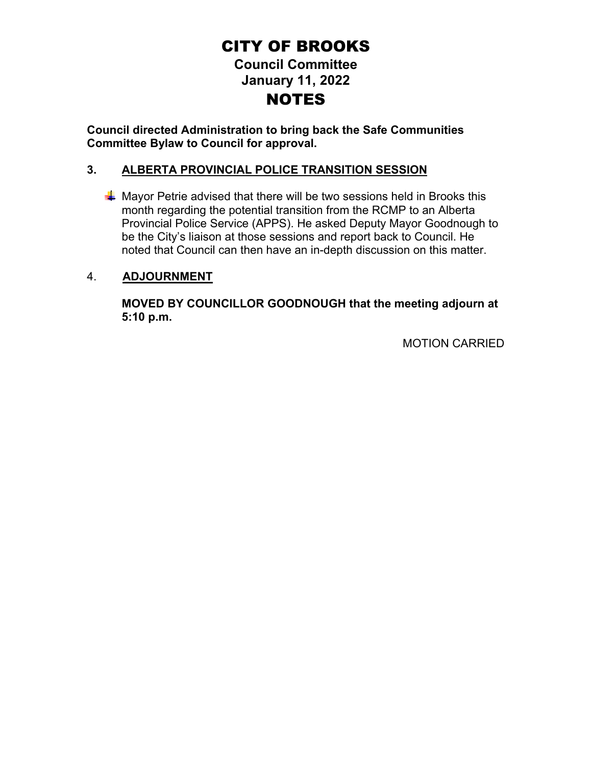**Council directed Administration to bring back the Safe Communities Committee Bylaw to Council for approval.**

## 3. ALBERTA PROVINCIAL POLICE TRANSITION SESSION

- Mayor Petrie advised that there will be two sessions held in Brooks this month regarding the potential transition from the RCMP to an Alberta Provincial Police Service (APPS). He asked Deputy Mayor Goodnough to be the City's liaison at those sessions and report back to Council. He noted that Council can then have an in-depth discussion on this matter.

## 4. ADJOURNMENT

**MOVED BY COUNCILLOR GOODNOUGH that the meeting adjourn at 5:10 p.m.**

MOTION CARRIED